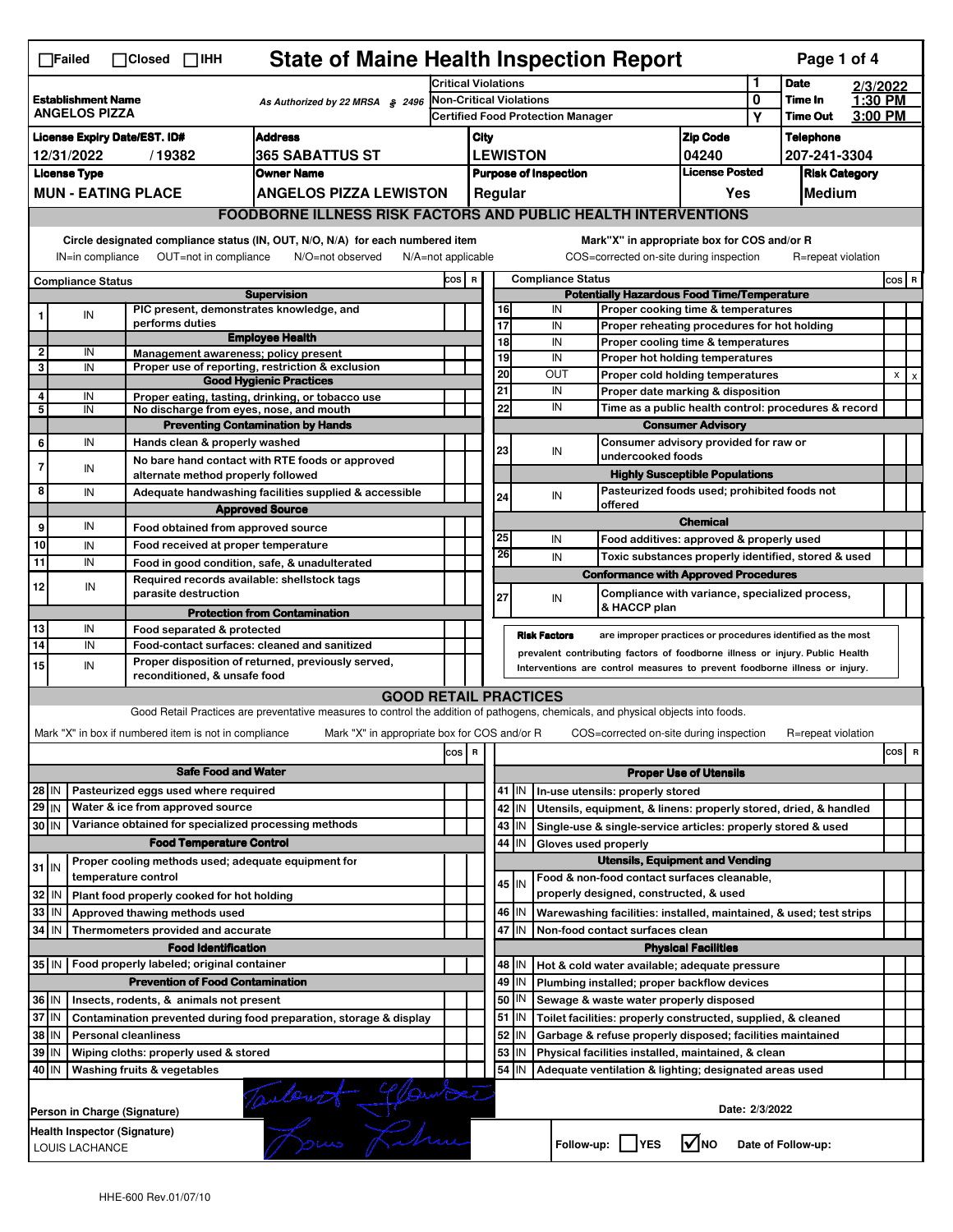# State of Maine Health Inspection Report

☐Failed ☐Closed ☐IHH

As Authorized by 22 MRSA § 2496

| | | | | |
|---|---|---|---|---|
| **Establishment Name** ANGELOS PIZZA | | Critical Violations | 1 | **Date** 2/3/2022 |
| | | Non-Critical Violations | 0 | **Time In** 1:30 PM |
| | | Certified Food Protection Manager | Y | **Time Out** 3:00 PM |
| **License Expiry Date/EST. ID#** 12/31/2022 / 19382 | **Address** 365 SABATTUS ST | **City** LEWISTON | **Zip Code** 04240 | **Telephone** 207-241-3304 |
| **License Type** MUN - EATING PLACE | **Owner Name** ANGELOS PIZZA LEWISTON | **Purpose of Inspection** Regular | **License Posted** Yes | **Risk Category** Medium |

## FOODBORNE ILLNESS RISK FACTORS AND PUBLIC HEALTH INTERVENTIONS

Circle designated compliance status (IN, OUT, N/O, N/A) for each numbered item — IN=in compliance, OUT=not in compliance, N/O=not observed, N/A=not applicable

Mark "X" in appropriate box for COS and/or R — COS=corrected on-site during inspection, R=repeat violation

| # | Compliance Status | Item | COS | R |
|---|---|---|---|---|
| | | **Supervision** | | |
| 1 | IN | PIC present, demonstrates knowledge, and performs duties | | |
| | | **Employee Health** | | |
| 2 | IN | Management awareness; policy present | | |
| 3 | IN | Proper use of reporting, restriction & exclusion | | |
| | | **Good Hygienic Practices** | | |
| 4 | IN | Proper eating, tasting, drinking, or tobacco use | | |
| 5 | IN | No discharge from eyes, nose, and mouth | | |
| | | **Preventing Contamination by Hands** | | |
| 6 | IN | Hands clean & properly washed | | |
| 7 | IN | No bare hand contact with RTE foods or approved alternate method properly followed | | |
| 8 | IN | Adequate handwashing facilities supplied & accessible | | |
| | | **Approved Source** | | |
| 9 | IN | Food obtained from approved source | | |
| 10 | IN | Food received at proper temperature | | |
| 11 | IN | Food in good condition, safe, & unadulterated | | |
| 12 | IN | Required records available: shellstock tags parasite destruction | | |
| | | **Protection from Contamination** | | |
| 13 | IN | Food separated & protected | | |
| 14 | IN | Food-contact surfaces: cleaned and sanitized | | |
| 15 | IN | Proper disposition of returned, previously served, reconditioned, & unsafe food | | |
| | | **Potentially Hazardous Food Time/Temperature** | | |
| 16 | IN | Proper cooking time & temperatures | | |
| 17 | IN | Proper reheating procedures for hot holding | | |
| 18 | IN | Proper cooling time & temperatures | | |
| 19 | IN | Proper hot holding temperatures | | |
| 20 | OUT | Proper cold holding temperatures | X | X |
| 21 | IN | Proper date marking & disposition | | |
| 22 | IN | Time as a public health control: procedures & record | | |
| | | **Consumer Advisory** | | |
| 23 | IN | Consumer advisory provided for raw or undercooked foods | | |
| | | **Highly Susceptible Populations** | | |
| 24 | IN | Pasteurized foods used; prohibited foods not offered | | |
| | | **Chemical** | | |
| 25 | IN | Food additives: approved & properly used | | |
| 26 | IN | Toxic substances properly identified, stored & used | | |
| | | **Conformance with Approved Procedures** | | |
| 27 | IN | Compliance with variance, specialized process, & HACCP plan | | |

**Risk Factors** are improper practices or procedures identified as the most prevalent contributing factors of foodborne illness or injury. Public Health Interventions are control measures to prevent foodborne illness or injury.

## GOOD RETAIL PRACTICES

Good Retail Practices are preventative measures to control the addition of pathogens, chemicals, and physical objects into foods.

Mark "X" in box if numbered item is not in compliance — Mark "X" in appropriate box for COS and/or R — COS=corrected on-site during inspection — R=repeat violation

| # | Status | Item | COS | R |
|---|---|---|---|---|
| | | **Safe Food and Water** | | |
| 28 | IN | Pasteurized eggs used where required | | |
| 29 | IN | Water & ice from approved source | | |
| 30 | IN | Variance obtained for specialized processing methods | | |
| | | **Food Temperature Control** | | |
| 31 | IN | Proper cooling methods used; adequate equipment for temperature control | | |
| 32 | IN | Plant food properly cooked for hot holding | | |
| 33 | IN | Approved thawing methods used | | |
| 34 | IN | Thermometers provided and accurate | | |
| | | **Food Identification** | | |
| 35 | IN | Food properly labeled; original container | | |
| | | **Prevention of Food Contamination** | | |
| 36 | IN | Insects, rodents, & animals not present | | |
| 37 | IN | Contamination prevented during food preparation, storage & display | | |
| 38 | IN | Personal cleanliness | | |
| 39 | IN | Wiping cloths: properly used & stored | | |
| 40 | IN | Washing fruits & vegetables | | |
| | | **Proper Use of Utensils** | | |
| 41 | IN | In-use utensils: properly stored | | |
| 42 | IN | Utensils, equipment, & linens: properly stored, dried, & handled | | |
| 43 | IN | Single-use & single-service articles: properly stored & used | | |
| 44 | IN | Gloves used properly | | |
| | | **Utensils, Equipment and Vending** | | |
| 45 | IN | Food & non-food contact surfaces cleanable, properly designed, constructed, & used | | |
| 46 | IN | Warewashing facilities: installed, maintained, & used; test strips | | |
| 47 | IN | Non-food contact surfaces clean | | |
| | | **Physical Facilities** | | |
| 48 | IN | Hot & cold water available; adequate pressure | | |
| 49 | IN | Plumbing installed; proper backflow devices | | |
| 50 | IN | Sewage & waste water properly disposed | | |
| 51 | IN | Toilet facilities: properly constructed, supplied, & cleaned | | |
| 52 | IN | Garbage & refuse properly disposed; facilities maintained | | |
| 53 | IN | Physical facilities installed, maintained, & clean | | |
| 54 | IN | Adequate ventilation & lighting; designated areas used | | |

Person in Charge (Signature) — Date: 2/3/2022

Health Inspector (Signature) LOUIS LACHANCE

Follow-up: ☐ YES ☑ NO — Date of Follow-up:

HHE-600 Rev.01/07/10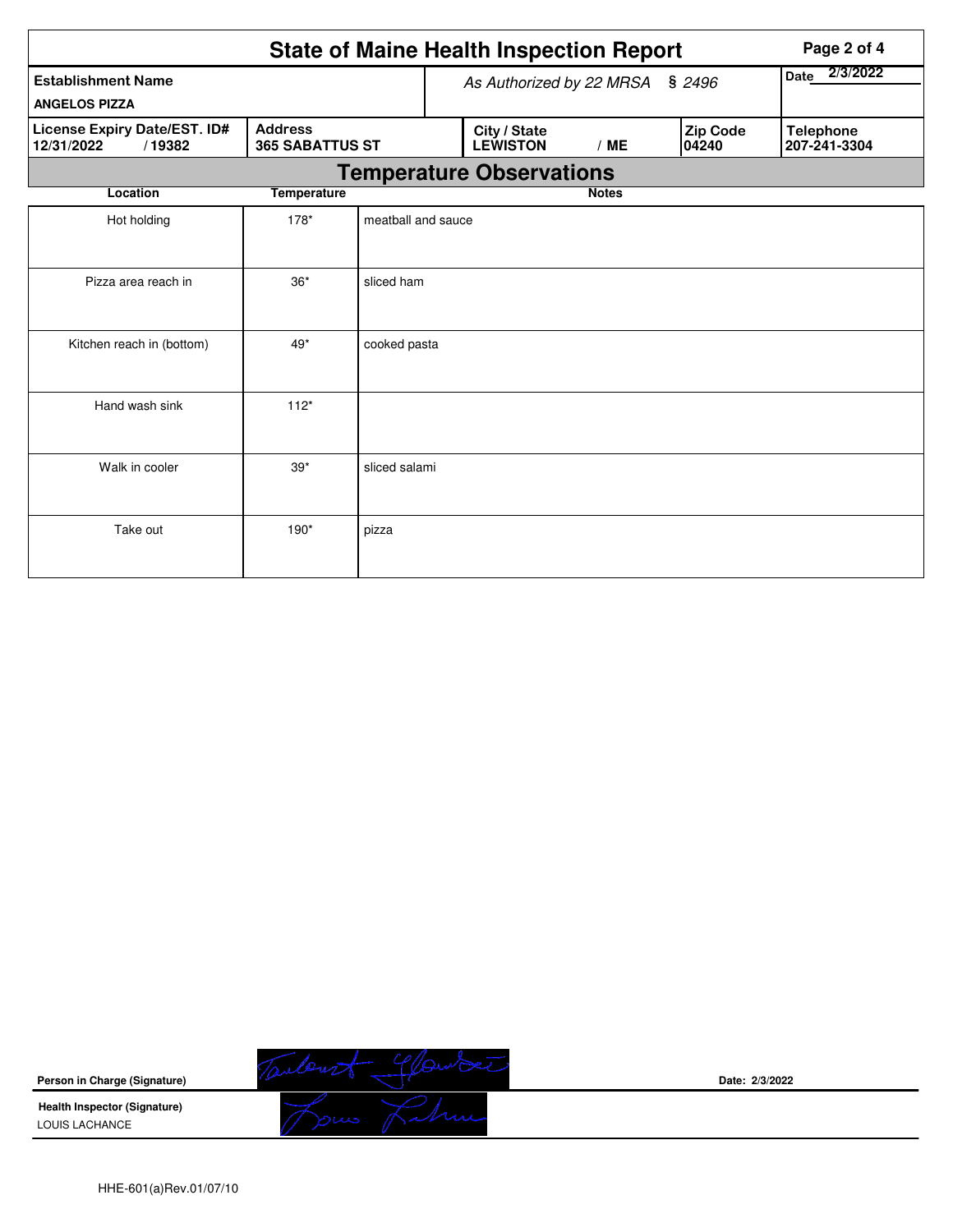# State of Maine Health Inspection Report

| Establishment Name | As Authorized by 22 MRSA § 2496 | Date 2/3/2022 |
|---|---|---|
| ANGELOS PIZZA | | |

| License Expiry Date/EST. ID# | Address | City / State | Zip Code | Telephone |
|---|---|---|---|---|
| 12/31/2022 / 19382 | 365 SABATTUS ST | LEWISTON / ME | 04240 | 207-241-3304 |

## Temperature Observations

| Location | Temperature | Notes |
|---|---|---|
| Hot holding | 178* | meatball and sauce |
| Pizza area reach in | 36* | sliced ham |
| Kitchen reach in (bottom) | 49* | cooked pasta |
| Hand wash sink | 112* | |
| Walk in cooler | 39* | sliced salami |
| Take out | 190* | pizza |

**Person in Charge (Signature)** Date: 2/3/2022

**Health Inspector (Signature)**
LOUIS LACHANCE

HHE-601(a)Rev.01/07/10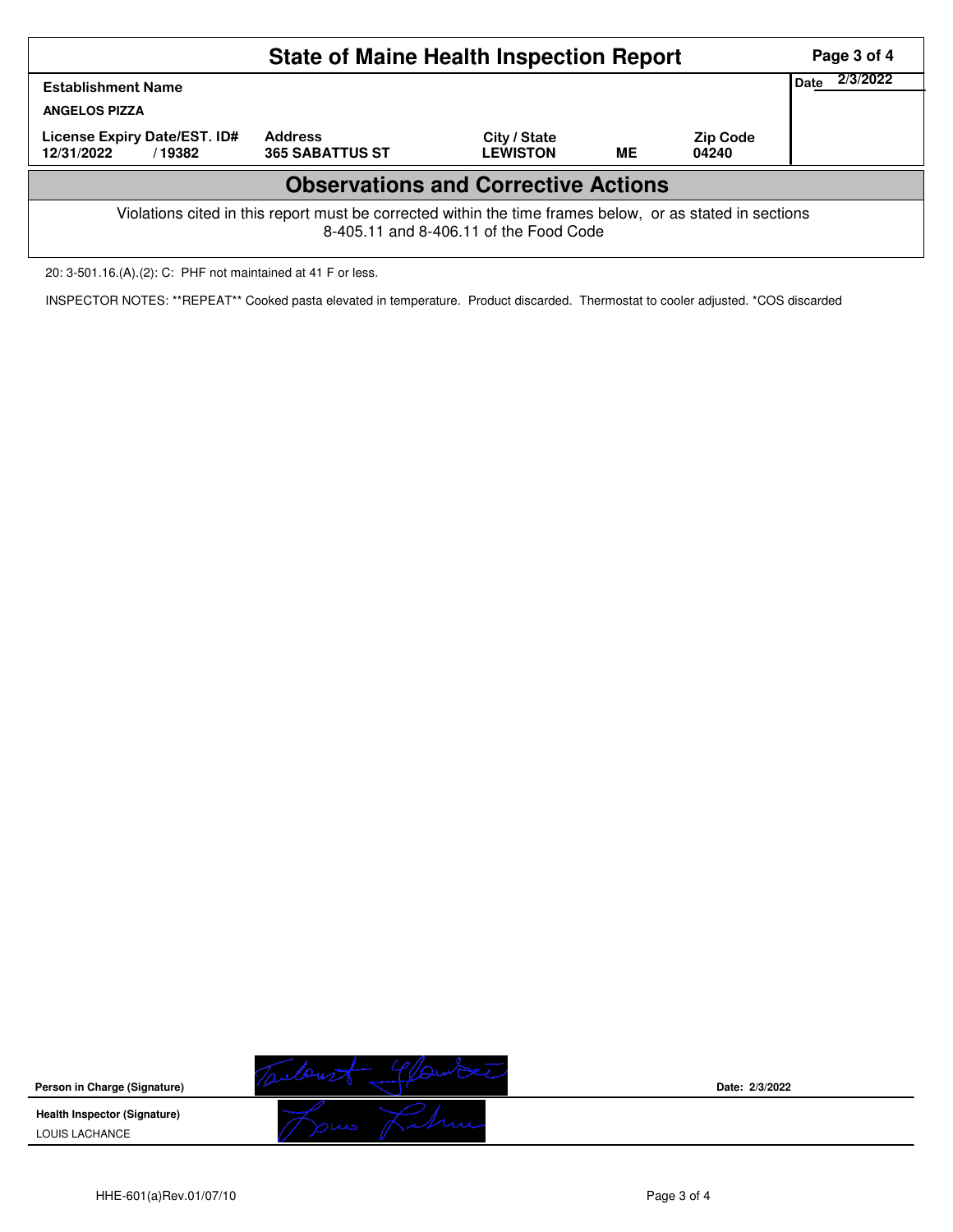# State of Maine Health Inspection Report

| Establishment Name | | | | | Date 2/3/2022 |
|---|---|---|---|---|---|
| ANGELOS PIZZA | | | | | |
| License Expiry Date/EST. ID# | Address | City / State | | Zip Code | |
| 12/31/2022 / 19382 | 365 SABATTUS ST | LEWISTON | ME | 04240 | |

## Observations and Corrective Actions

Violations cited in this report must be corrected within the time frames below, or as stated in sections 8-405.11 and 8-406.11 of the Food Code

20: 3-501.16.(A).(2): C: PHF not maintained at 41 F or less.

INSPECTOR NOTES: **REPEAT** Cooked pasta elevated in temperature. Product discarded. Thermostat to cooler adjusted. *COS discarded

**Person in Charge (Signature)** [signature] **Date:** 2/3/2022

**Health Inspector (Signature)** [signature]

LOUIS LACHANCE

HHE-601(a)Rev.01/07/10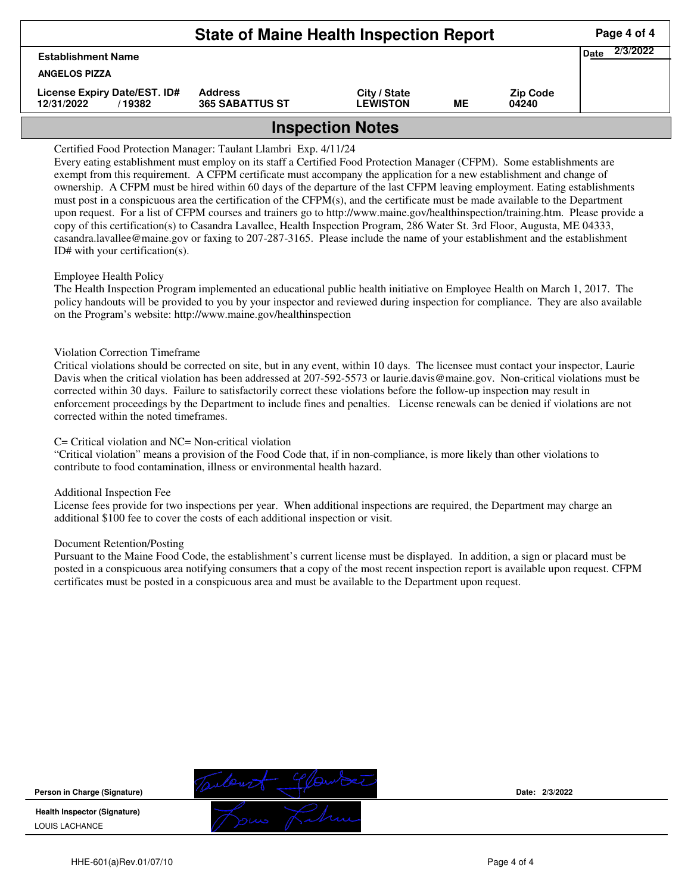# State of Maine Health Inspection Report

| Establishment Name | | | | | Date 2/3/2022 |
| --- | --- | --- | --- | --- | --- |
| ANGELOS PIZZA | | | | | |
| License Expiry Date/EST. ID# 12/31/2022 / 19382 | Address 365 SABATTUS ST | City / State LEWISTON | ME | Zip Code 04240 | |

## Inspection Notes

Certified Food Protection Manager: Taulant Llambri Exp. 4/11/24

Every eating establishment must employ on its staff a Certified Food Protection Manager (CFPM). Some establishments are exempt from this requirement. A CFPM certificate must accompany the application for a new establishment and change of ownership. A CFPM must be hired within 60 days of the departure of the last CFPM leaving employment. Eating establishments must post in a conspicuous area the certification of the CFPM(s), and the certificate must be made available to the Department upon request. For a list of CFPM courses and trainers go to http://www.maine.gov/healthinspection/training.htm. Please provide a copy of this certification(s) to Casandra Lavallee, Health Inspection Program, 286 Water St. 3rd Floor, Augusta, ME 04333, casandra.lavallee@maine.gov or faxing to 207-287-3165. Please include the name of your establishment and the establishment ID# with your certification(s).

Employee Health Policy

The Health Inspection Program implemented an educational public health initiative on Employee Health on March 1, 2017. The policy handouts will be provided to you by your inspector and reviewed during inspection for compliance. They are also available on the Program's website: http://www.maine.gov/healthinspection

Violation Correction Timeframe

Critical violations should be corrected on site, but in any event, within 10 days. The licensee must contact your inspector, Laurie Davis when the critical violation has been addressed at 207-592-5573 or laurie.davis@maine.gov. Non-critical violations must be corrected within 30 days. Failure to satisfactorily correct these violations before the follow-up inspection may result in enforcement proceedings by the Department to include fines and penalties. License renewals can be denied if violations are not corrected within the noted timeframes.

C= Critical violation and NC= Non-critical violation

"Critical violation" means a provision of the Food Code that, if in non-compliance, is more likely than other violations to contribute to food contamination, illness or environmental health hazard.

Additional Inspection Fee

License fees provide for two inspections per year. When additional inspections are required, the Department may charge an additional $100 fee to cover the costs of each additional inspection or visit.

Document Retention/Posting

Pursuant to the Maine Food Code, the establishment's current license must be displayed. In addition, a sign or placard must be posted in a conspicuous area notifying consumers that a copy of the most recent inspection report is available upon request. CFPM certificates must be posted in a conspicuous area and must be available to the Department upon request.

**Person in Charge (Signature)** [signature] **Date:** 2/3/2022

**Health Inspector (Signature)** [signature]
LOUIS LACHANCE

HHE-601(a)Rev.01/07/10